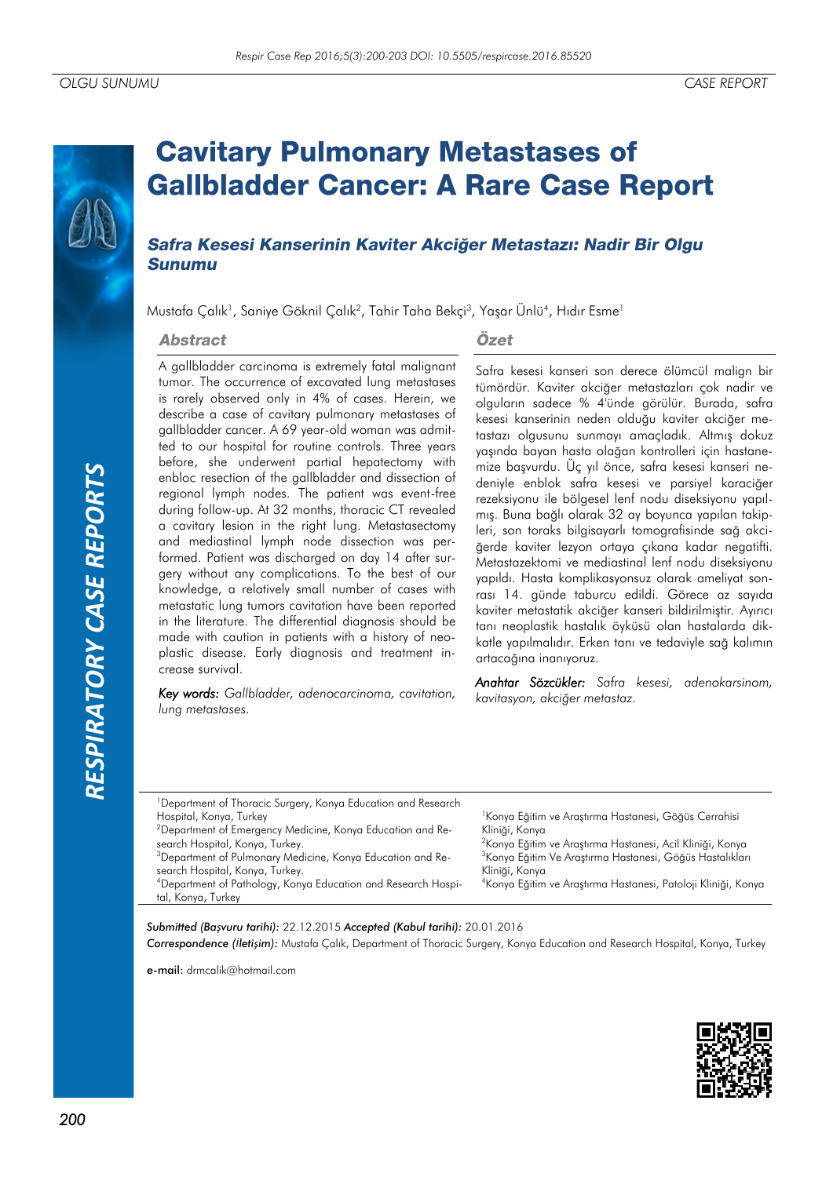OLGU SUNUMU | CASE REPORT

# Cavitary Pulmonary Metastases of Gallbladder Cancer: A Rare Case Report

## *Safra Kesesi Kanserinin Kaviter Akciğer Metastazı: Nadir Bir Olgu Sunumu*

Mustafa Çalık[1], Saniye Göknil Çalık[2], Tahir Taha Bekçi[3], Yaşar Ünlü[4], Hıdır Esme[1]

### Abstract

A gallbladder carcinoma is extremely fatal malignant tumor. The occurrence of excavated lung metastases is rarely observed only in 4% of cases. Herein, we describe a case of cavitary pulmonary metastases of gallbladder cancer. A 69 year-old woman was admitted to our hospital for routine controls. Three years before, she underwent partial hepatectomy with enbloc resection of the gallbladder and dissection of regional lymph nodes. The patient was event-free during follow-up. At 32 months, thoracic CT revealed a cavitary lesion in the right lung. Metastasectomy and mediastinal lymph node dissection was performed. Patient was discharged on day 14 after surgery without any complications. To the best of our knowledge, a relatively small number of cases with metastatic lung tumors cavitation have been reported in the literature. The differential diagnosis should be made with caution in patients with a history of neoplastic disease. Early diagnosis and treatment increase survival.

*Key words:* *Gallbladder, adenocarcinoma, cavitation, lung metastases.*

### Özet

Safra kesesi kanseri son derece ölümcül malign bir tümördür. Kaviter akciğer metastazları çok nadir ve olguların sadece % 4'ünde görülür. Burada, safra kesesi kanserinin neden olduğu kaviter akciğer metastazı olgusunu sunmayı amaçladık. Altmış dokuz yaşında bayan hasta olağan kontrolleri için hastanemize başvurdu. Üç yıl önce, safra kesesi kanseri nedeniyle enblok safra kesesi ve parsiyel karaciğer rezeksiyonu ile bölgesel lenf nodu diseksiyonu yapılmış. Buna bağlı olarak 32 ay boyunca yapılan takipleri, son toraks bilgisayarlı tomografisinde sağ akciğerde kaviter lezyon ortaya çıkana kadar negatifti. Metastazektomi ve mediastinal lenf nodu diseksiyonu yapıldı. Hasta komplikasyonsuz olarak ameliyat sonrası 14. günde taburcu edildi. Görece az sayıda kaviter metastatik akciğer kanseri bildirilmiştir. Ayırıcı tanı neoplastik hastalık öyküsü olan hastalarda dikkatle yapılmalıdır. Erken tanı ve tedaviyle sağ kalımın artacağına inanıyoruz.

*Anahtar Sözcükler:* *Safra kesesi, adenokarsinom, kavitasyon, akciğer metastaz.*

[1]Department of Thoracic Surgery, Konya Education and Research Hospital, Konya, Turkey
[2]Department of Emergency Medicine, Konya Education and Research Hospital, Konya, Turkey.
[3]Department of Pulmonary Medicine, Konya Education and Research Hospital, Konya, Turkey.
[4]Department of Pathology, Konya Education and Research Hospital, Konya, Turkey

[1]Konya Eğitim ve Araştırma Hastanesi, Göğüs Cerrahisi Kliniği, Konya
[2]Konya Eğitim ve Araştırma Hastanesi, Acil Kliniği, Konya
[3]Konya Eğitim Ve Araştırma Hastanesi, Göğüs Hastalıkları Kliniği, Konya
[4]Konya Eğitim ve Araştırma Hastanesi, Patoloji Kliniği, Konya

*Submitted (Başvuru tarihi):* 22.12.2015 *Accepted (Kabul tarihi):* 20.01.2016

*Correspondence (İletişim):* Mustafa Çalık, Department of Thoracic Surgery, Konya Education and Research Hospital, Konya, Turkey

**e-mail:** drmcalik@hotmail.com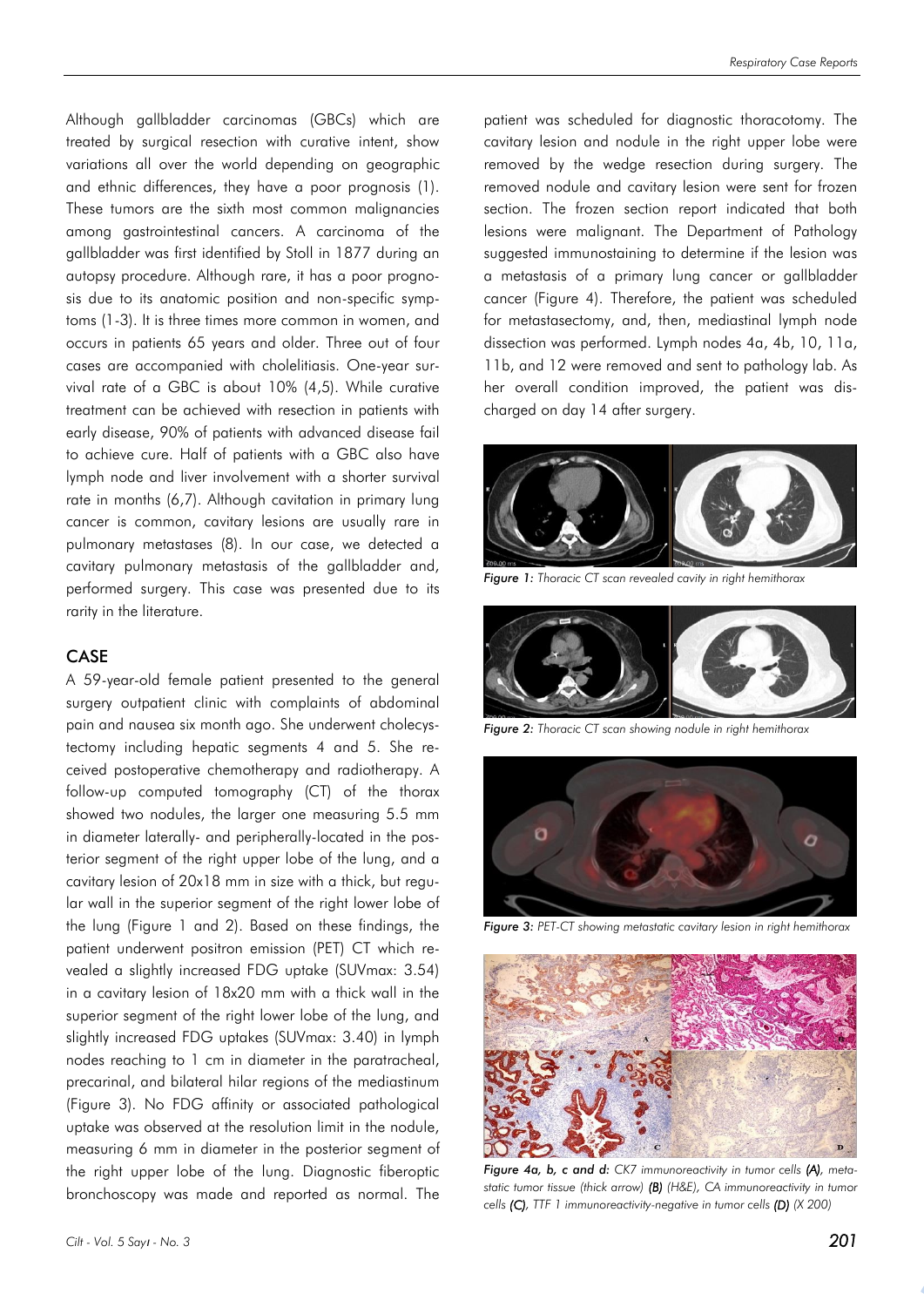Although gallbladder carcinomas (GBCs) which are treated by surgical resection with curative intent, show variations all over the world depending on geographic and ethnic differences, they have a poor prognosis (1). These tumors are the sixth most common malignancies among gastrointestinal cancers. A carcinoma of the gallbladder was first identified by Stoll in 1877 during an autopsy procedure. Although rare, it has a poor prognosis due to its anatomic position and non-specific symptoms (1-3). It is three times more common in women, and occurs in patients 65 years and older. Three out of four cases are accompanied with cholelitiasis. One-year survival rate of a GBC is about 10% (4,5). While curative treatment can be achieved with resection in patients with early disease, 90% of patients with advanced disease fail to achieve cure. Half of patients with a GBC also have lymph node and liver involvement with a shorter survival rate in months (6,7). Although cavitation in primary lung cancer is common, cavitary lesions are usually rare in pulmonary metastases (8). In our case, we detected a cavitary pulmonary metastasis of the gallbladder and, performed surgery. This case was presented due to its rarity in the literature.

## CASE

A 59-year-old female patient presented to the general surgery outpatient clinic with complaints of abdominal pain and nausea six month ago. She underwent cholecystectomy including hepatic segments 4 and 5. She received postoperative chemotherapy and radiotherapy. A follow-up computed tomography (CT) of the thorax showed two nodules, the larger one measuring 5.5 mm in diameter laterally- and peripherally-located in the posterior segment of the right upper lobe of the lung, and a cavitary lesion of 20x18 mm in size with a thick, but regular wall in the superior segment of the right lower lobe of the lung (Figure 1 and 2). Based on these findings, the patient underwent positron emission (PET) CT which revealed a slightly increased FDG uptake (SUVmax: 3.54) in a cavitary lesion of 18x20 mm with a thick wall in the superior segment of the right lower lobe of the lung, and slightly increased FDG uptakes (SUVmax: 3.40) in lymph nodes reaching to 1 cm in diameter in the paratracheal, precarinal, and bilateral hilar regions of the mediastinum (Figure 3). No FDG affinity or associated pathological uptake was observed at the resolution limit in the nodule, measuring 6 mm in diameter in the posterior segment of the right upper lobe of the lung. Diagnostic fiberoptic bronchoscopy was made and reported as normal. The patient was scheduled for diagnostic thoracotomy. The cavitary lesion and nodule in the right upper lobe were removed by the wedge resection during surgery. The removed nodule and cavitary lesion were sent for frozen section. The frozen section report indicated that both lesions were malignant. The Department of Pathology suggested immunostaining to determine if the lesion was a metastasis of a primary lung cancer or gallbladder cancer (Figure 4). Therefore, the patient was scheduled for metastasectomy, and, then, mediastinal lymph node dissection was performed. Lymph nodes 4a, 4b, 10, 11a, 11b, and 12 were removed and sent to pathology lab. As her overall condition improved, the patient was discharged on day 14 after surgery.

*Figure 1: Thoracic CT scan revealed cavity in right hemithorax*

*Figure 2: Thoracic CT scan showing nodule in right hemithorax*

*Figure 3: PET-CT showing metastatic cavitary lesion in right hemithorax*

*Figure 4a, b, c and d: CK7 immunoreactivity in tumor cells **(A)**, metastatic tumor tissue (thick arrow) **(B)** (H&E), CA immunoreactivity in tumor cells **(C)**, TTF 1 immunoreactivity-negative in tumor cells **(D)** (X 200)*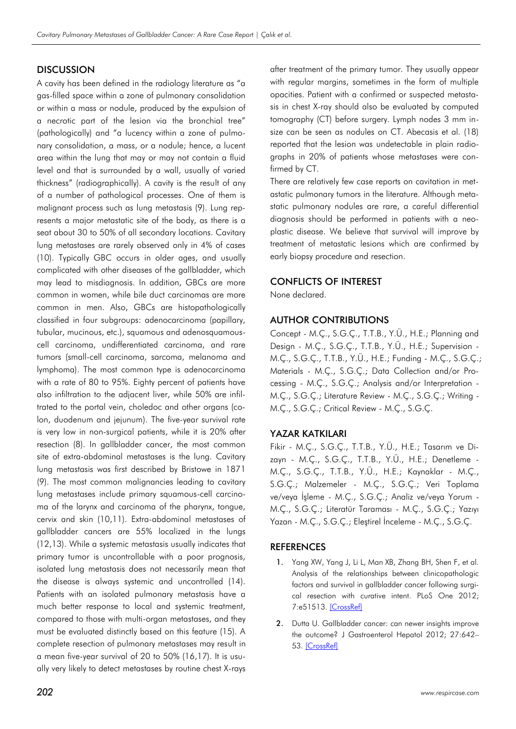## DISCUSSION

A cavity has been defined in the radiology literature as "a gas-filled space within a zone of pulmonary consolidation or within a mass or nodule, produced by the expulsion of a necrotic part of the lesion via the bronchial tree" (pathologically) and "a lucency within a zone of pulmonary consolidation, a mass, or a nodule; hence, a lucent area within the lung that may or may not contain a fluid level and that is surrounded by a wall, usually of varied thickness" (radiographically). A cavity is the result of any of a number of pathological processes. One of them is malignant process such as lung metastasis (9). Lung represents a major metastatic site of the body, as there is a seat about 30 to 50% of all secondary locations. Cavitary lung metastases are rarely observed only in 4% of cases (10). Typically GBC occurs in older ages, and usually complicated with other diseases of the gallbladder, which may lead to misdiagnosis. In addition, GBCs are more common in women, while bile duct carcinomas are more common in men. Also, GBCs are histopathologically classified in four subgroups: adenocarcinoma (papillary, tubular, mucinous, etc.), squamous and adenosquamous-cell carcinoma, undifferentiated carcinoma, and rare tumors (small-cell carcinoma, sarcoma, melanoma and lymphoma). The most common type is adenocarcinoma with a rate of 80 to 95%. Eighty percent of patients have also infiltration to the adjacent liver, while 50% are infiltrated to the portal vein, choledoc and other organs (colon, duodenum and jejunum). The five-year survival rate is very low in non-surgical patients, while it is 20% after resection (8). In gallbladder cancer, the most common site of extra-abdominal metastases is the lung. Cavitary lung metastasis was first described by Bristowe in 1871 (9). The most common malignancies leading to cavitary lung metastases include primary squamous-cell carcinoma of the larynx and carcinoma of the pharynx, tongue, cervix and skin (10,11). Extra-abdominal metastases of gallbladder cancers are 55% localized in the lungs (12,13). While a systemic metastasis usually indicates that primary tumor is uncontrollable with a poor prognosis, isolated lung metastasis does not necessarily mean that the disease is always systemic and uncontrolled (14). Patients with an isolated pulmonary metastasis have a much better response to local and systemic treatment, compared to those with multi-organ metastases, and they must be evaluated distinctly based on this feature (15). A complete resection of pulmonary metastases may result in a mean five-year survival of 20 to 50% (16,17). It is usually very likely to detect metastases by routine chest X-rays after treatment of the primary tumor. They usually appear with regular margins, sometimes in the form of multiple opacities. Patient with a confirmed or suspected metastasis in chest X-ray should also be evaluated by computed tomography (CT) before surgery. Lymph nodes 3 mm in-size can be seen as nodules on CT. Abecasis et al. (18) reported that the lesion was undetectable in plain radiographs in 20% of patients whose metastases were confirmed by CT.

There are relatively few case reports on cavitation in metastatic pulmonary tumors in the literature. Although metastatic pulmonary nodules are rare, a careful differential diagnosis should be performed in patients with a neoplastic disease. We believe that survival will improve by treatment of metastatic lesions which are confirmed by early biopsy procedure and resection.

## CONFLICTS OF INTEREST

None declared.

## AUTHOR CONTRIBUTIONS

Concept - M.Ç., S.G.Ç., T.T.B., Y.Ü., H.E.; Planning and Design - M.Ç., S.G.Ç., T.T.B., Y.Ü., H.E.; Supervision - M.Ç., S.G.Ç., T.T.B., Y.Ü., H.E.; Funding - M.Ç., S.G.Ç.; Materials - M.Ç., S.G.Ç.; Data Collection and/or Processing - M.Ç., S.G.Ç.; Analysis and/or Interpretation - M.Ç., S.G.Ç.; Literature Review - M.Ç., S.G.Ç.; Writing - M.Ç., S.G.Ç.; Critical Review - M.Ç., S.G.Ç.

## YAZAR KATKILARI

Fikir - M.Ç., S.G.Ç., T.T.B., Y.Ü., H.E.; Tasarım ve Dizayn - M.Ç., S.G.Ç., T.T.B., Y.Ü., H.E.; Denetleme - M.Ç., S.G.Ç., T.T.B., Y.Ü., H.E.; Kaynaklar - M.Ç., S.G.Ç.; Malzemeler - M.Ç., S.G.Ç.; Veri Toplama ve/veya İşleme - M.Ç., S.G.Ç.; Analiz ve/veya Yorum - M.Ç., S.G.Ç.; Literatür Taraması - M.Ç., S.G.Ç.; Yazıyı Yazan - M.Ç., S.G.Ç.; Eleştirel İnceleme - M.Ç., S.G.Ç.

## REFERENCES

1. Yang XW, Yang J, Li L, Man XB, Zhang BH, Shen F, et al. Analysis of the relationships between clinicopathologic factors and survival in gallbladder cancer following surgical resection with curative intent. PLoS One 2012; 7:e51513. [CrossRef]
2. Dutta U. Gallbladder cancer: can newer insights improve the outcome? J Gastroenterol Hepatol 2012; 27:642–53. [CrossRef]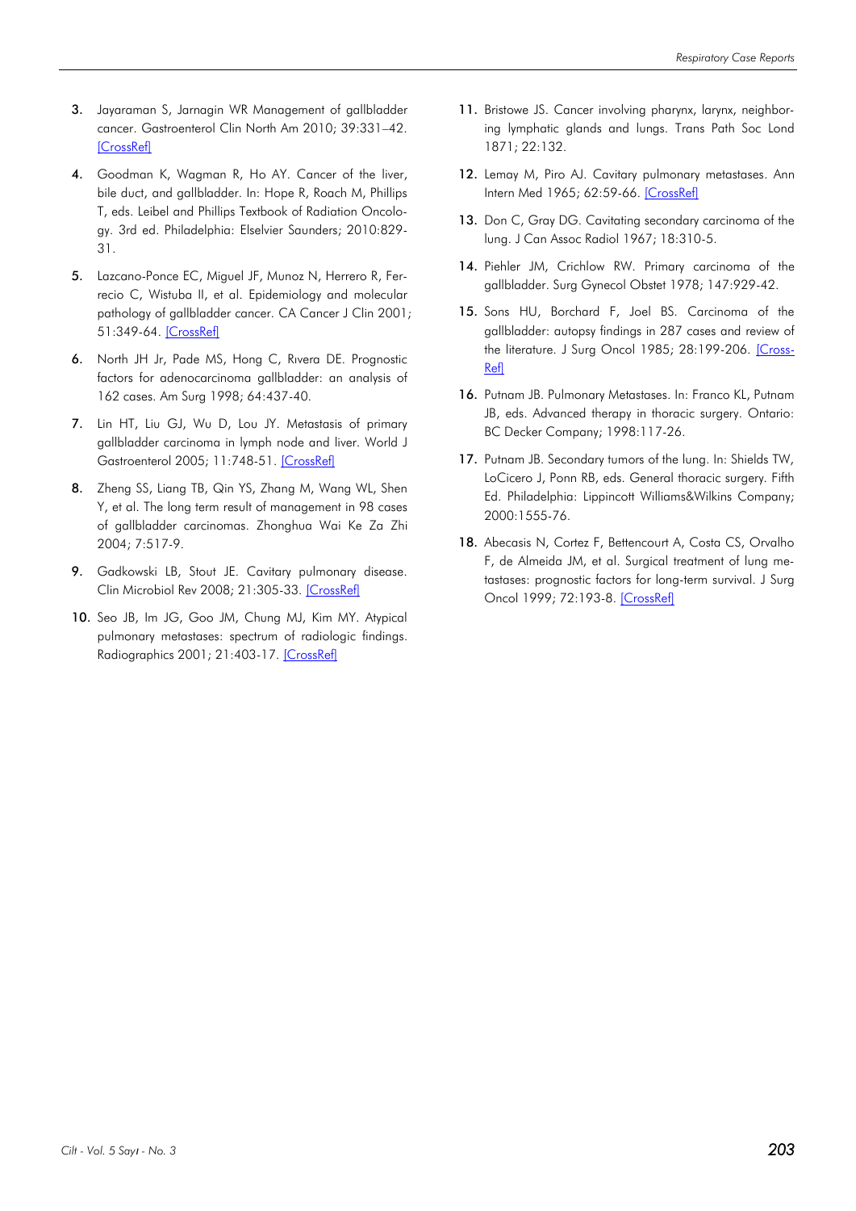3. Jayaraman S, Jarnagin WR Management of gallbladder cancer. Gastroenterol Clin North Am 2010; 39:331–42. [CrossRef]
4. Goodman K, Wagman R, Ho AY. Cancer of the liver, bile duct, and gallbladder. In: Hope R, Roach M, Phillips T, eds. Leibel and Phillips Textbook of Radiation Oncology. 3rd ed. Philadelphia: Elslvier Saunders; 2010:829-31.
5. Lazcano-Ponce EC, Miguel JF, Munoz N, Herrero R, Ferrecio C, Wistuba II, et al. Epidemiology and molecular pathology of gallbladder cancer. CA Cancer J Clin 2001; 51:349-64. [CrossRef]
6. North JH Jr, Pade MS, Hong C, Rıvera DE. Prognostic factors for adenocarcinoma gallbladder: an analysis of 162 cases. Am Surg 1998; 64:437-40.
7. Lin HT, Liu GJ, Wu D, Lou JY. Metastasis of primary gallbladder carcinoma in lymph node and liver. World J Gastroenterol 2005; 11:748-51. [CrossRef]
8. Zheng SS, Liang TB, Qin YS, Zhang M, Wang WL, Shen Y, et al. The long term result of management in 98 cases of gallbladder carcinomas. Zhonghua Wai Ke Za Zhi 2004; 7:517-9.
9. Gadkowski LB, Stout JE. Cavitary pulmonary disease. Clin Microbiol Rev 2008; 21:305-33. [CrossRef]
10. Seo JB, Im JG, Goo JM, Chung MJ, Kim MY. Atypical pulmonary metastases: spectrum of radiologic findings. Radiographics 2001; 21:403-17. [CrossRef]
11. Bristowe JS. Cancer involving pharynx, larynx, neighboring lymphatic glands and lungs. Trans Path Soc Lond 1871; 22:132.
12. Lemay M, Piro AJ. Cavitary pulmonary metastases. Ann Intern Med 1965; 62:59-66. [CrossRef]
13. Don C, Gray DG. Cavitating secondary carcinoma of the lung. J Can Assoc Radiol 1967; 18:310-5.
14. Piehler JM, Crichlow RW. Primary carcinoma of the gallbladder. Surg Gynecol Obstet 1978; 147:929-42.
15. Sons HU, Borchard F, Joel BS. Carcinoma of the gallbladder: autopsy findings in 287 cases and review of the literature. J Surg Oncol 1985; 28:199-206. [CrossRef]
16. Putnam JB. Pulmonary Metastases. In: Franco KL, Putnam JB, eds. Advanced therapy in thoracic surgery. Ontario: BC Decker Company; 1998:117-26.
17. Putnam JB. Secondary tumors of the lung. In: Shields TW, LoCicero J, Ponn RB, eds. General thoracic surgery. Fifth Ed. Philadelphia: Lippincott Williams&Wilkins Company; 2000:1555-76.
18. Abecasis N, Cortez F, Bettencourt A, Costa CS, Orvalho F, de Almeida JM, et al. Surgical treatment of lung metastases: prognostic factors for long-term survival. J Surg Oncol 1999; 72:193-8. [CrossRef]